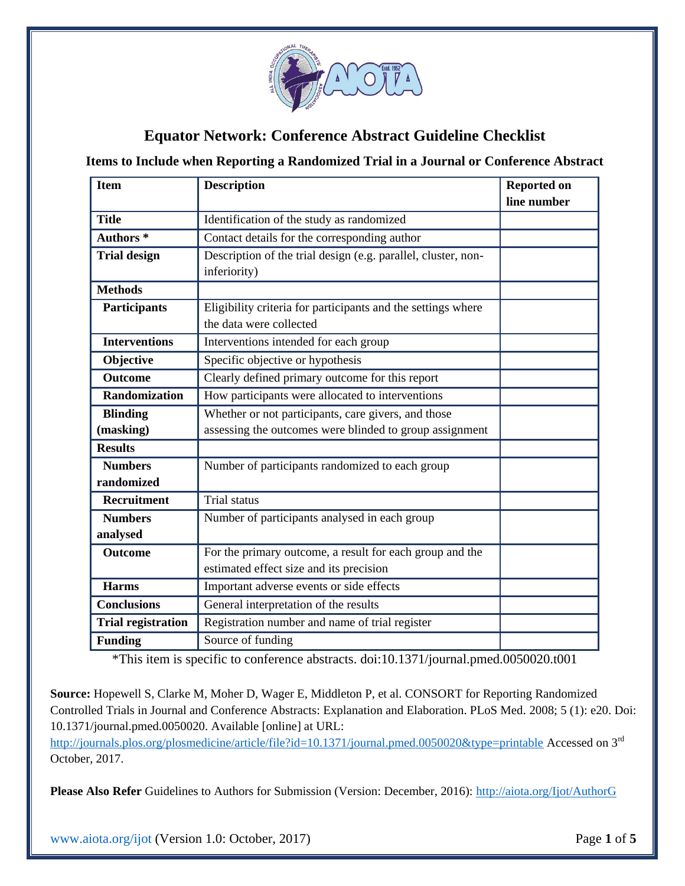# Equator Network: Conference Abstract Guideline Checklist

## Items to Include when Reporting a Randomized Trial in a Journal or Conference Abstract

| Item | Description | Reported on line number |
|---|---|---|
| **Title** | Identification of the study as randomized | |
| **Authors** * | Contact details for the corresponding author | |
| **Trial design** | Description of the trial design (e.g. parallel, cluster, non-inferiority) | |
| **Methods** | | |
| **Participants** | Eligibility criteria for participants and the settings where the data were collected | |
| **Interventions** | Interventions intended for each group | |
| **Objective** | Specific objective or hypothesis | |
| **Outcome** | Clearly defined primary outcome for this report | |
| **Randomization** | How participants were allocated to interventions | |
| **Blinding (masking)** | Whether or not participants, care givers, and those assessing the outcomes were blinded to group assignment | |
| **Results** | | |
| **Numbers randomized** | Number of participants randomized to each group | |
| **Recruitment** | Trial status | |
| **Numbers analysed** | Number of participants analysed in each group | |
| **Outcome** | For the primary outcome, a result for each group and the estimated effect size and its precision | |
| **Harms** | Important adverse events or side effects | |
| **Conclusions** | General interpretation of the results | |
| **Trial registration** | Registration number and name of trial register | |
| **Funding** | Source of funding | |

*This item is specific to conference abstracts. doi:10.1371/journal.pmed.0050020.t001

**Source:** Hopewell S, Clarke M, Moher D, Wager E, Middleton P, et al. CONSORT for Reporting Randomized Controlled Trials in Journal and Conference Abstracts: Explanation and Elaboration. PLoS Med. 2008; 5 (1): e20. Doi: 10.1371/journal.pmed.0050020. Available [online] at URL: http://journals.plos.org/plosmedicine/article/file?id=10.1371/journal.pmed.0050020&type=printable Accessed on 3rd October, 2017.

**Please Also Refer** Guidelines to Authors for Submission (Version: December, 2016): http://aiota.org/Ijot/AuthorG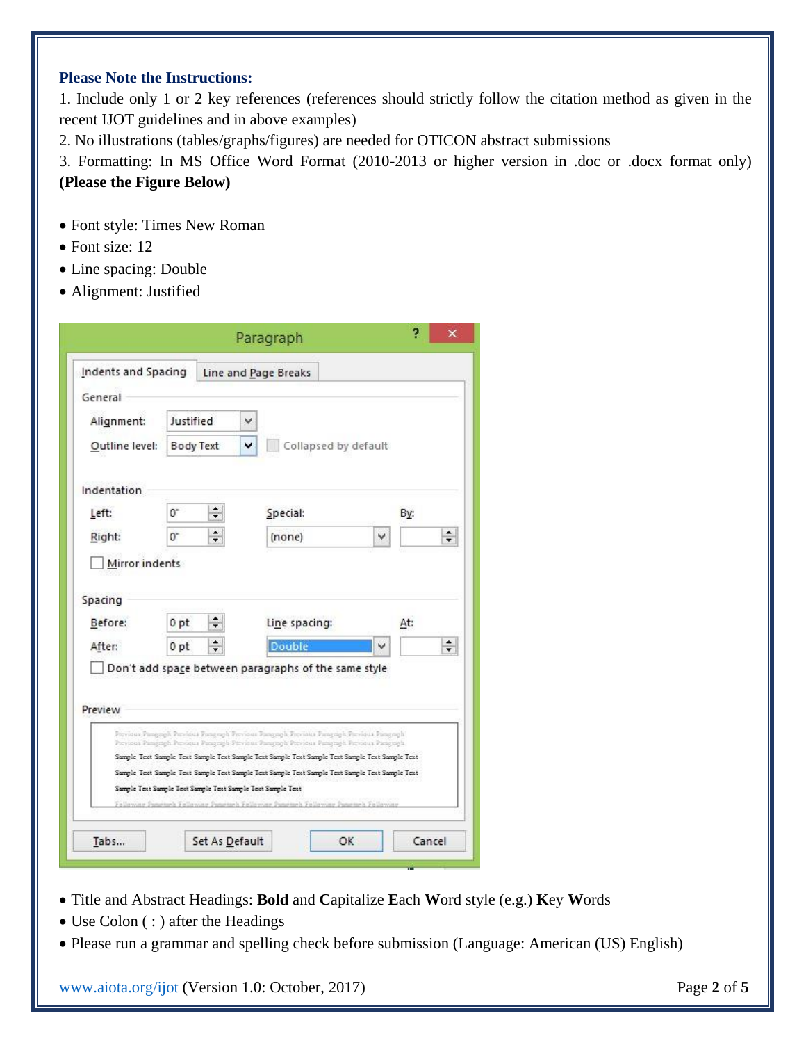**Please Note the Instructions:**

1. Include only 1 or 2 key references (references should strictly follow the citation method as given in the recent IJOT guidelines and in above examples)
2. No illustrations (tables/graphs/figures) are needed for OTICON abstract submissions
3. Formatting: In MS Office Word Format (2010-2013 or higher version in .doc or .docx format only) **(Please the Figure Below)**

- Font style: Times New Roman
- Font size: 12
- Line spacing: Double
- Alignment: Justified

- Title and Abstract Headings: **Bold** and **C**apitalize **E**ach **W**ord style (e.g.) **K**ey **W**ords
- Use Colon ( : ) after the Headings
- Please run a grammar and spelling check before submission (Language: American (US) English)

www.aiota.org/ijot (Version 1.0: October, 2017)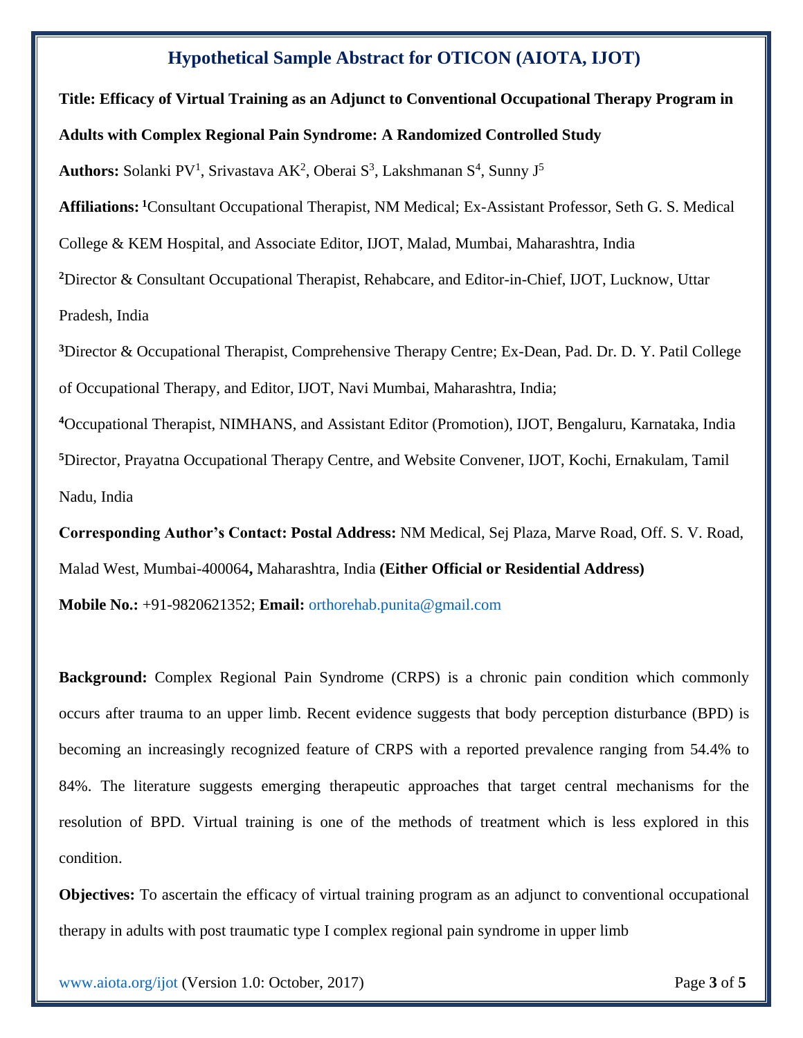## Hypothetical Sample Abstract for OTICON (AIOTA, IJOT)

**Title: Efficacy of Virtual Training as an Adjunct to Conventional Occupational Therapy Program in Adults with Complex Regional Pain Syndrome: A Randomized Controlled Study**

**Authors:** Solanki PV[1], Srivastava AK[2], Oberai S[3], Lakshmanan S[4], Sunny J[5]

**Affiliations:** [1]Consultant Occupational Therapist, NM Medical; Ex-Assistant Professor, Seth G. S. Medical College & KEM Hospital, and Associate Editor, IJOT, Malad, Mumbai, Maharashtra, India

[2]Director & Consultant Occupational Therapist, Rehabcare, and Editor-in-Chief, IJOT, Lucknow, Uttar Pradesh, India

[3]Director & Occupational Therapist, Comprehensive Therapy Centre; Ex-Dean, Pad. Dr. D. Y. Patil College of Occupational Therapy, and Editor, IJOT, Navi Mumbai, Maharashtra, India;

[4]Occupational Therapist, NIMHANS, and Assistant Editor (Promotion), IJOT, Bengaluru, Karnataka, India

[5]Director, Prayatna Occupational Therapy Centre, and Website Convener, IJOT, Kochi, Ernakulam, Tamil Nadu, India

**Corresponding Author's Contact: Postal Address:** NM Medical, Sej Plaza, Marve Road, Off. S. V. Road, Malad West, Mumbai-400064**,** Maharashtra, India **(Either Official or Residential Address)**

**Mobile No.:** +91-9820621352; **Email:** orthorehab.punita@gmail.com

**Background:** Complex Regional Pain Syndrome (CRPS) is a chronic pain condition which commonly occurs after trauma to an upper limb. Recent evidence suggests that body perception disturbance (BPD) is becoming an increasingly recognized feature of CRPS with a reported prevalence ranging from 54.4% to 84%. The literature suggests emerging therapeutic approaches that target central mechanisms for the resolution of BPD. Virtual training is one of the methods of treatment which is less explored in this condition.

**Objectives:** To ascertain the efficacy of virtual training program as an adjunct to conventional occupational therapy in adults with post traumatic type I complex regional pain syndrome in upper limb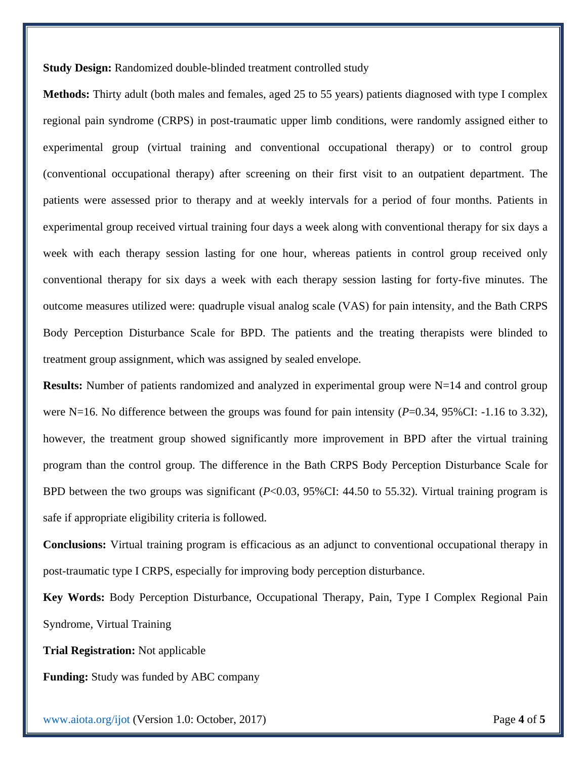**Study Design:** Randomized double-blinded treatment controlled study

**Methods:** Thirty adult (both males and females, aged 25 to 55 years) patients diagnosed with type I complex regional pain syndrome (CRPS) in post-traumatic upper limb conditions, were randomly assigned either to experimental group (virtual training and conventional occupational therapy) or to control group (conventional occupational therapy) after screening on their first visit to an outpatient department. The patients were assessed prior to therapy and at weekly intervals for a period of four months. Patients in experimental group received virtual training four days a week along with conventional therapy for six days a week with each therapy session lasting for one hour, whereas patients in control group received only conventional therapy for six days a week with each therapy session lasting for forty-five minutes. The outcome measures utilized were: quadruple visual analog scale (VAS) for pain intensity, and the Bath CRPS Body Perception Disturbance Scale for BPD. The patients and the treating therapists were blinded to treatment group assignment, which was assigned by sealed envelope.

**Results:** Number of patients randomized and analyzed in experimental group were N=14 and control group were N=16. No difference between the groups was found for pain intensity ($P$=0.34, 95%CI: -1.16 to 3.32), however, the treatment group showed significantly more improvement in BPD after the virtual training program than the control group. The difference in the Bath CRPS Body Perception Disturbance Scale for BPD between the two groups was significant ($P$<0.03, 95%CI: 44.50 to 55.32). Virtual training program is safe if appropriate eligibility criteria is followed.

**Conclusions:** Virtual training program is efficacious as an adjunct to conventional occupational therapy in post-traumatic type I CRPS, especially for improving body perception disturbance.

**Key Words:** Body Perception Disturbance, Occupational Therapy, Pain, Type I Complex Regional Pain Syndrome, Virtual Training

**Trial Registration:** Not applicable

**Funding:** Study was funded by ABC company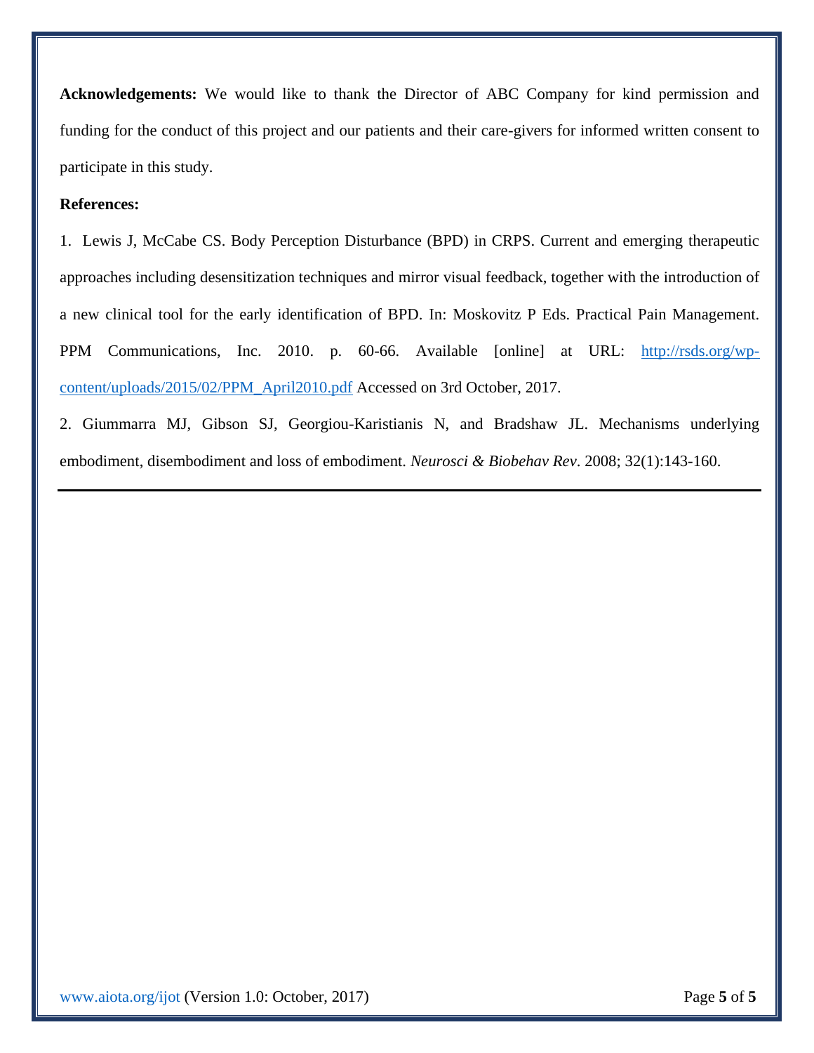**Acknowledgements:** We would like to thank the Director of ABC Company for kind permission and funding for the conduct of this project and our patients and their care-givers for informed written consent to participate in this study.

**References:**

1. Lewis J, McCabe CS. Body Perception Disturbance (BPD) in CRPS. Current and emerging therapeutic approaches including desensitization techniques and mirror visual feedback, together with the introduction of a new clinical tool for the early identification of BPD. In: Moskovitz P Eds. Practical Pain Management. PPM Communications, Inc. 2010. p. 60-66. Available [online] at URL: [http://rsds.org/wp-content/uploads/2015/02/PPM_April2010.pdf](http://rsds.org/wp-content/uploads/2015/02/PPM_April2010.pdf) Accessed on 3rd October, 2017.
2. Giummarra MJ, Gibson SJ, Georgiou-Karistianis N, and Bradshaw JL. Mechanisms underlying embodiment, disembodiment and loss of embodiment. *Neurosci & Biobehav Rev*. 2008; 32(1):143-160.